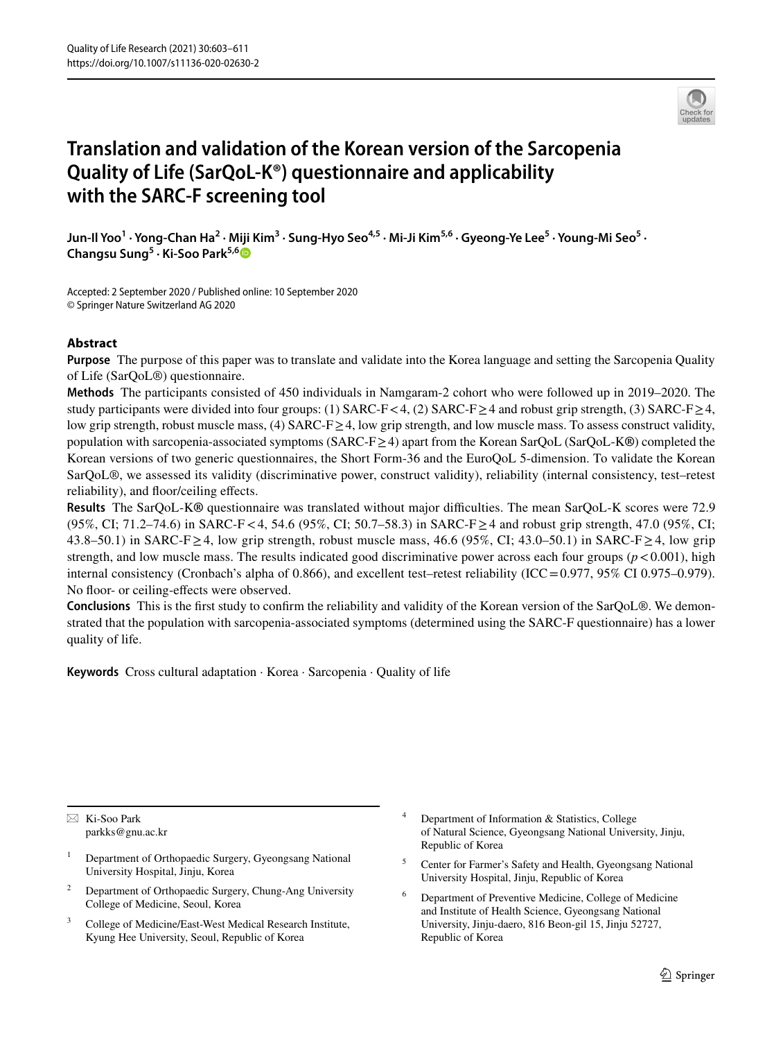# Translation and validation of the Korean version of the Sarcopenia Quality of Life (SarQoL-K®) questionnaire and applicability with the SARC-F screening tool

Jun-Il Yoo[1] · Yong-Chan Ha[2] · Miji Kim[3] · Sung-Hyo Seo[4,5] · Mi-Ji Kim[5,6] · Gyeong-Ye Lee[5] · Young-Mi Seo[5] · Changsu Sung[5] · Ki-Soo Park[5,6]

Accepted: 2 September 2020 / Published online: 10 September 2020
© Springer Nature Switzerland AG 2020

## Abstract

**Purpose** The purpose of this paper was to translate and validate into the Korea language and setting the Sarcopenia Quality of Life (SarQoL®) questionnaire.

**Methods** The participants consisted of 450 individuals in Namgaram-2 cohort who were followed up in 2019–2020. The study participants were divided into four groups: (1) SARC-F < 4, (2) SARC-F ≥ 4 and robust grip strength, (3) SARC-F ≥ 4, low grip strength, robust muscle mass, (4) SARC-F ≥ 4, low grip strength, and low muscle mass. To assess construct validity, population with sarcopenia-associated symptoms (SARC-F ≥ 4) apart from the Korean SarQoL (SarQoL-K®) completed the Korean versions of two generic questionnaires, the Short Form-36 and the EuroQoL 5-dimension. To validate the Korean SarQoL®, we assessed its validity (discriminative power, construct validity), reliability (internal consistency, test–retest reliability), and floor/ceiling effects.

**Results** The SarQoL-K® questionnaire was translated without major difficulties. The mean SarQoL-K scores were 72.9 (95%, CI; 71.2–74.6) in SARC-F < 4, 54.6 (95%, CI; 50.7–58.3) in SARC-F ≥ 4 and robust grip strength, 47.0 (95%, CI; 43.8–50.1) in SARC-F ≥ 4, low grip strength, robust muscle mass, 46.6 (95%, CI; 43.0–50.1) in SARC-F ≥ 4, low grip strength, and low muscle mass. The results indicated good discriminative power across each four groups ($p < 0.001$), high internal consistency (Cronbach's alpha of 0.866), and excellent test–retest reliability (ICC = 0.977, 95% CI 0.975–0.979). No floor- or ceiling-effects were observed.

**Conclusions** This is the first study to confirm the reliability and validity of the Korean version of the SarQoL®. We demonstrated that the population with sarcopenia-associated symptoms (determined using the SARC-F questionnaire) has a lower quality of life.

**Keywords** Cross cultural adaptation · Korea · Sarcopenia · Quality of life

---

✉ Ki-Soo Park
parkks@gnu.ac.kr

1 Department of Orthopaedic Surgery, Gyeongsang National University Hospital, Jinju, Korea

2 Department of Orthopaedic Surgery, Chung-Ang University College of Medicine, Seoul, Korea

3 College of Medicine/East-West Medical Research Institute, Kyung Hee University, Seoul, Republic of Korea

4 Department of Information & Statistics, College of Natural Science, Gyeongsang National University, Jinju, Republic of Korea

5 Center for Farmer's Safety and Health, Gyeongsang National University Hospital, Jinju, Republic of Korea

6 Department of Preventive Medicine, College of Medicine and Institute of Health Science, Gyeongsang National University, Jinju-daero, 816 Beon-gil 15, Jinju 52727, Republic of Korea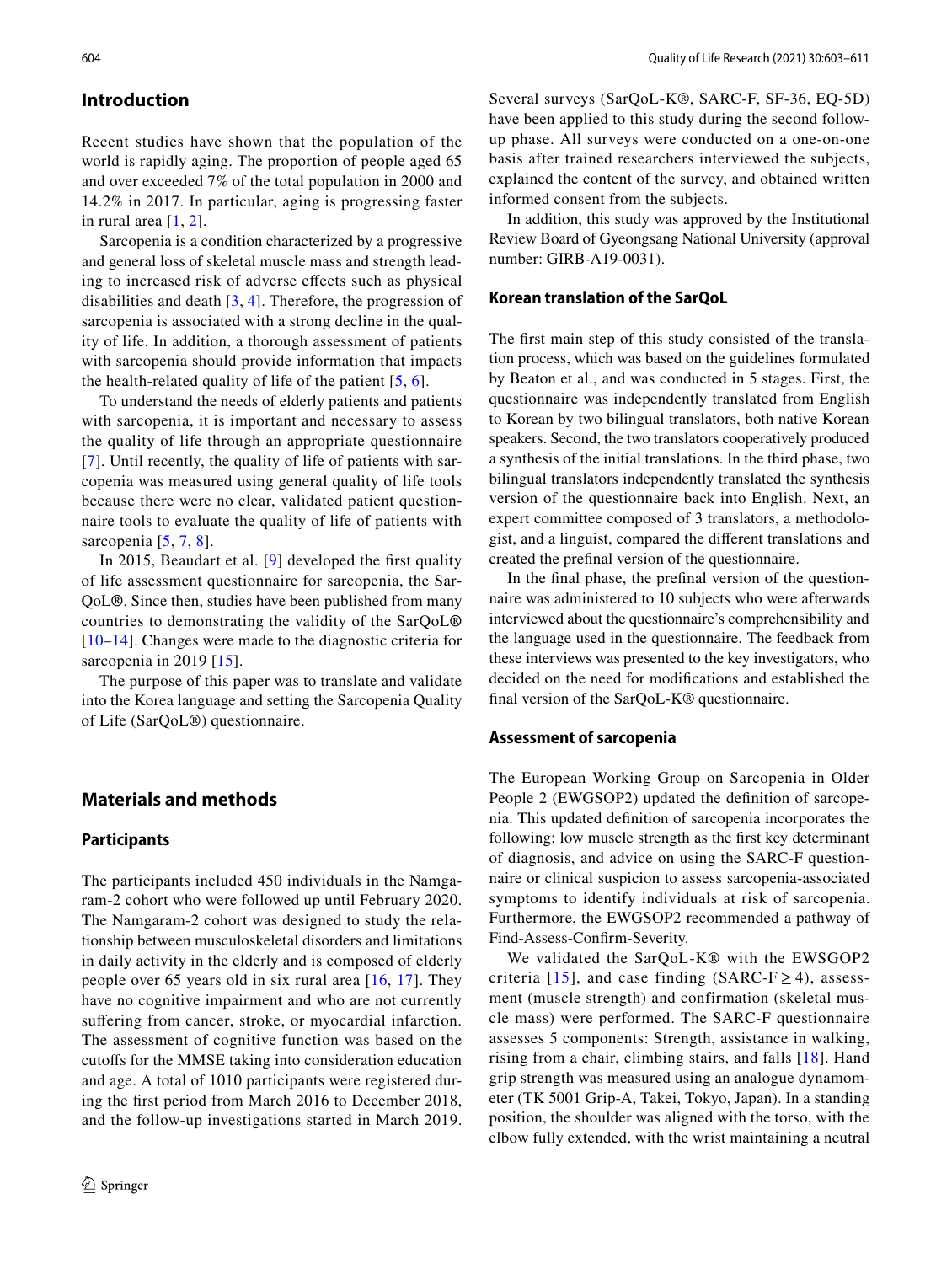## Introduction

Recent studies have shown that the population of the world is rapidly aging. The proportion of people aged 65 and over exceeded 7% of the total population in 2000 and 14.2% in 2017. In particular, aging is progressing faster in rural area [1, 2].

Sarcopenia is a condition characterized by a progressive and general loss of skeletal muscle mass and strength leading to increased risk of adverse effects such as physical disabilities and death [3, 4]. Therefore, the progression of sarcopenia is associated with a strong decline in the quality of life. In addition, a thorough assessment of patients with sarcopenia should provide information that impacts the health-related quality of life of the patient [5, 6].

To understand the needs of elderly patients and patients with sarcopenia, it is important and necessary to assess the quality of life through an appropriate questionnaire [7]. Until recently, the quality of life of patients with sarcopenia was measured using general quality of life tools because there were no clear, validated patient questionnaire tools to evaluate the quality of life of patients with sarcopenia [5, 7, 8].

In 2015, Beaudart et al. [9] developed the first quality of life assessment questionnaire for sarcopenia, the SarQoL®. Since then, studies have been published from many countries to demonstrating the validity of the SarQoL® [10–14]. Changes were made to the diagnostic criteria for sarcopenia in 2019 [15].

The purpose of this paper was to translate and validate into the Korea language and setting the Sarcopenia Quality of Life (SarQoL®) questionnaire.

## Materials and methods

### Participants

The participants included 450 individuals in the Namgaram-2 cohort who were followed up until February 2020. The Namgaram-2 cohort was designed to study the relationship between musculoskeletal disorders and limitations in daily activity in the elderly and is composed of elderly people over 65 years old in six rural area [16, 17]. They have no cognitive impairment and who are not currently suffering from cancer, stroke, or myocardial infarction. The assessment of cognitive function was based on the cutoffs for the MMSE taking into consideration education and age. A total of 1010 participants were registered during the first period from March 2016 to December 2018, and the follow-up investigations started in March 2019. Several surveys (SarQoL-K®, SARC-F, SF-36, EQ-5D) have been applied to this study during the second follow-up phase. All surveys were conducted on a one-on-one basis after trained researchers interviewed the subjects, explained the content of the survey, and obtained written informed consent from the subjects.

In addition, this study was approved by the Institutional Review Board of Gyeongsang National University (approval number: GIRB-A19-0031).

### Korean translation of the SarQoL

The first main step of this study consisted of the translation process, which was based on the guidelines formulated by Beaton et al., and was conducted in 5 stages. First, the questionnaire was independently translated from English to Korean by two bilingual translators, both native Korean speakers. Second, the two translators cooperatively produced a synthesis of the initial translations. In the third phase, two bilingual translators independently translated the synthesis version of the questionnaire back into English. Next, an expert committee composed of 3 translators, a methodologist, and a linguist, compared the different translations and created the prefinal version of the questionnaire.

In the final phase, the prefinal version of the questionnaire was administered to 10 subjects who were afterwards interviewed about the questionnaire's comprehensibility and the language used in the questionnaire. The feedback from these interviews was presented to the key investigators, who decided on the need for modifications and established the final version of the SarQoL-K® questionnaire.

### Assessment of sarcopenia

The European Working Group on Sarcopenia in Older People 2 (EWGSOP2) updated the definition of sarcopenia. This updated definition of sarcopenia incorporates the following: low muscle strength as the first key determinant of diagnosis, and advice on using the SARC-F questionnaire or clinical suspicion to assess sarcopenia-associated symptoms to identify individuals at risk of sarcopenia. Furthermore, the EWGSOP2 recommended a pathway of Find-Assess-Confirm-Severity.

We validated the SarQoL-K® with the EWSGOP2 criteria [15], and case finding (SARC-F $\geq$ 4), assessment (muscle strength) and confirmation (skeletal muscle mass) were performed. The SARC-F questionnaire assesses 5 components: Strength, assistance in walking, rising from a chair, climbing stairs, and falls [18]. Hand grip strength was measured using an analogue dynamometer (TK 5001 Grip-A, Takei, Tokyo, Japan). In a standing position, the shoulder was aligned with the torso, with the elbow fully extended, with the wrist maintaining a neutral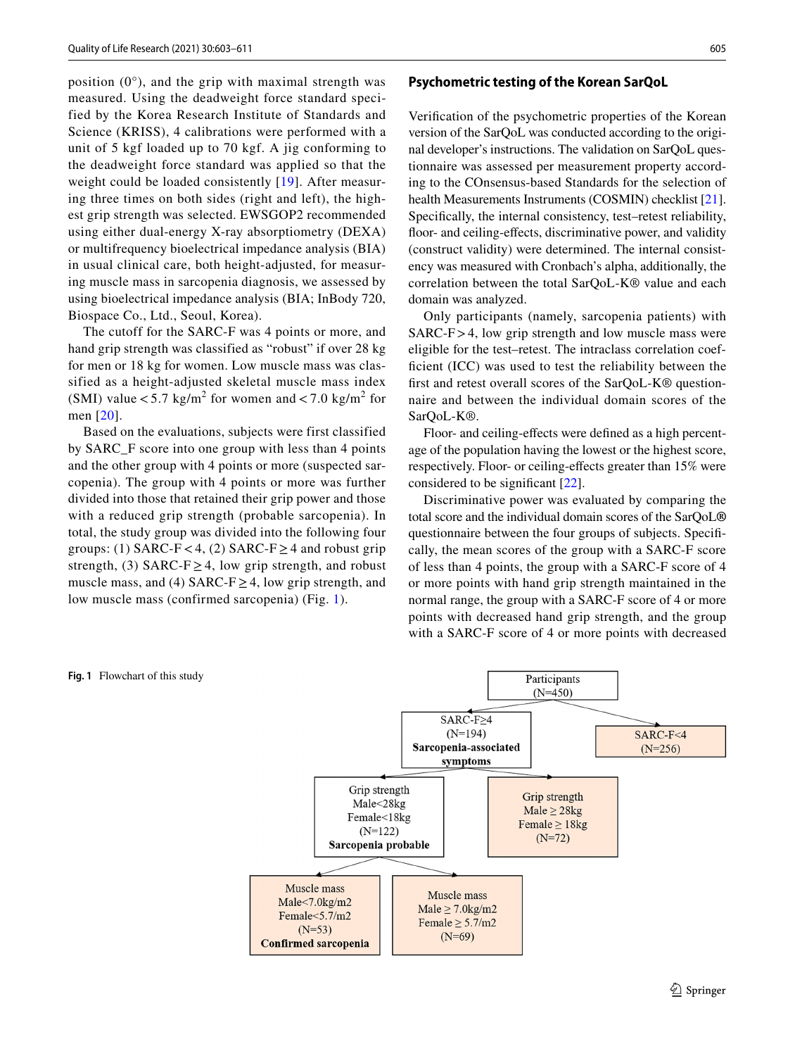position (0°), and the grip with maximal strength was measured. Using the deadweight force standard specified by the Korea Research Institute of Standards and Science (KRISS), 4 calibrations were performed with a unit of 5 kgf loaded up to 70 kgf. A jig conforming to the deadweight force standard was applied so that the weight could be loaded consistently [19]. After measuring three times on both sides (right and left), the highest grip strength was selected. EWSGOP2 recommended using either dual-energy X-ray absorptiometry (DEXA) or multifrequency bioelectrical impedance analysis (BIA) in usual clinical care, both height-adjusted, for measuring muscle mass in sarcopenia diagnosis, we assessed by using bioelectrical impedance analysis (BIA; InBody 720, Biospace Co., Ltd., Seoul, Korea).

The cutoff for the SARC-F was 4 points or more, and hand grip strength was classified as "robust" if over 28 kg for men or 18 kg for women. Low muscle mass was classified as a height-adjusted skeletal muscle mass index (SMI) value < 5.7 kg/m$^2$ for women and < 7.0 kg/m$^2$ for men [20].

Based on the evaluations, subjects were first classified by SARC_F score into one group with less than 4 points and the other group with 4 points or more (suspected sarcopenia). The group with 4 points or more was further divided into those that retained their grip power and those with a reduced grip strength (probable sarcopenia). In total, the study group was divided into the following four groups: (1) SARC-F < 4, (2) SARC-F ≥ 4 and robust grip strength, (3) SARC-F ≥ 4, low grip strength, and robust muscle mass, and (4) SARC-F ≥ 4, low grip strength, and low muscle mass (confirmed sarcopenia) (Fig. 1).

## Psychometric testing of the Korean SarQoL

Verification of the psychometric properties of the Korean version of the SarQoL was conducted according to the original developer's instructions. The validation on SarQoL questionnaire was assessed per measurement property according to the COnsensus-based Standards for the selection of health Measurements Instruments (COSMIN) checklist [21]. Specifically, the internal consistency, test–retest reliability, floor- and ceiling-effects, discriminative power, and validity (construct validity) were determined. The internal consistency was measured with Cronbach's alpha, additionally, the correlation between the total SarQoL-K® value and each domain was analyzed.

Only participants (namely, sarcopenia patients) with SARC-F > 4, low grip strength and low muscle mass were eligible for the test–retest. The intraclass correlation coefficient (ICC) was used to test the reliability between the first and retest overall scores of the SarQoL-K® questionnaire and between the individual domain scores of the SarQoL-K®.

Floor- and ceiling-effects were defined as a high percentage of the population having the lowest or the highest score, respectively. Floor- or ceiling-effects greater than 15% were considered to be significant [22].

Discriminative power was evaluated by comparing the total score and the individual domain scores of the SarQoL® questionnaire between the four groups of subjects. Specifically, the mean scores of the group with a SARC-F score of less than 4 points, the group with a SARC-F score of 4 or more points with hand grip strength maintained in the normal range, the group with a SARC-F score of 4 or more points with decreased hand grip strength, and the group with a SARC-F score of 4 or more points with decreased

Participants (N=450) → SARC-F≥4 (N=194) **Sarcopenia-associated symptoms**; SARC-F<4 (N=256)

SARC-F≥4 → Grip strength Male<28kg Female<18kg (N=122) **Sarcopenia probable**; Grip strength Male ≥ 28kg Female ≥ 18kg (N=72)

Sarcopenia probable → Muscle mass Male<7.0kg/m2 Female<5.7/m2 (N=53) **Confirmed sarcopenia**; Muscle mass Male ≥ 7.0kg/m2 Female ≥ 5.7/m2 (N=69)

**Fig. 1** Flowchart of this study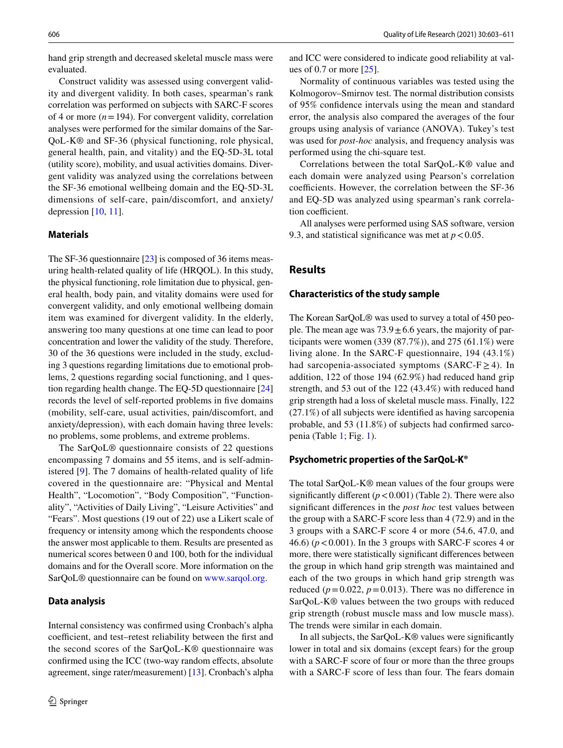hand grip strength and decreased skeletal muscle mass were evaluated.

Construct validity was assessed using convergent validity and divergent validity. In both cases, spearman's rank correlation was performed on subjects with SARC-F scores of 4 or more ($n = 194$). For convergent validity, correlation analyses were performed for the similar domains of the SarQoL-K® and SF-36 (physical functioning, role physical, general health, pain, and vitality) and the EQ-5D-3L total (utility score), mobility, and usual activities domains. Divergent validity was analyzed using the correlations between the SF-36 emotional wellbeing domain and the EQ-5D-3L dimensions of self-care, pain/discomfort, and anxiety/depression) [10, 11].

### Materials

The SF-36 questionnaire [23] is composed of 36 items measuring health-related quality of life (HRQOL). In this study, the physical functioning, role limitation due to physical, general health, body pain, and vitality domains were used for convergent validity, and only emotional wellbeing domain item was examined for divergent validity. In the elderly, answering too many questions at one time can lead to poor concentration and lower the validity of the study. Therefore, 30 of the 36 questions were included in the study, excluding 3 questions regarding limitations due to emotional problems, 2 questions regarding social functioning, and 1 question regarding health change. The EQ-5D questionnaire [24] records the level of self-reported problems in five domains (mobility, self-care, usual activities, pain/discomfort, and anxiety/depression), with each domain having three levels: no problems, some problems, and extreme problems.

The SarQoL® questionnaire consists of 22 questions encompassing 7 domains and 55 items, and is self-administered [9]. The 7 domains of health-related quality of life covered in the questionnaire are: "Physical and Mental Health", "Locomotion", "Body Composition", "Functionality", "Activities of Daily Living", "Leisure Activities" and "Fears". Most questions (19 out of 22) use a Likert scale of frequency or intensity among which the respondents choose the answer most applicable to them. Results are presented as numerical scores between 0 and 100, both for the individual domains and for the Overall score. More information on the SarQoL® questionnaire can be found on www.sarqol.org.

### Data analysis

Internal consistency was confirmed using Cronbach's alpha coefficient, and test–retest reliability between the first and the second scores of the SarQoL-K® questionnaire was confirmed using the ICC (two-way random effects, absolute agreement, singe rater/measurement) [13]. Cronbach's alpha and ICC were considered to indicate good reliability at values of 0.7 or more [25].

Normality of continuous variables was tested using the Kolmogorov–Smirnov test. The normal distribution consists of 95% confidence intervals using the mean and standard error, the analysis also compared the averages of the four groups using analysis of variance (ANOVA). Tukey's test was used for *post-hoc* analysis, and frequency analysis was performed using the chi-square test.

Correlations between the total SarQoL-K® value and each domain were analyzed using Pearson's correlation coefficients. However, the correlation between the SF-36 and EQ-5D was analyzed using spearman's rank correlation coefficient.

All analyses were performed using SAS software, version 9.3, and statistical significance was met at $p < 0.05$.

## Results

### Characteristics of the study sample

The Korean SarQoL® was used to survey a total of 450 people. The mean age was $73.9 \pm 6.6$ years, the majority of participants were women (339 (87.7%)), and 275 (61.1%) were living alone. In the SARC-F questionnaire, 194 (43.1%) had sarcopenia-associated symptoms (SARC-F $\geq 4$). In addition, 122 of those 194 (62.9%) had reduced hand grip strength, and 53 out of the 122 (43.4%) with reduced hand grip strength had a loss of skeletal muscle mass. Finally, 122 (27.1%) of all subjects were identified as having sarcopenia probable, and 53 (11.8%) of subjects had confirmed sarcopenia (Table 1; Fig. 1).

### Psychometric properties of the SarQoL-K®

The total SarQoL-K® mean values of the four groups were significantly different ($p < 0.001$) (Table 2). There were also significant differences in the *post hoc* test values between the group with a SARC-F score less than 4 (72.9) and in the 3 groups with a SARC-F score 4 or more (54.6, 47.0, and 46.6) ($p < 0.001$). In the 3 groups with SARC-F scores 4 or more, there were statistically significant differences between the group in which hand grip strength was maintained and each of the two groups in which hand grip strength was reduced ($p = 0.022$, $p = 0.013$). There was no difference in SarQoL-K® values between the two groups with reduced grip strength (robust muscle mass and low muscle mass). The trends were similar in each domain.

In all subjects, the SarQoL-K® values were significantly lower in total and six domains (except fears) for the group with a SARC-F score of four or more than the three groups with a SARC-F score of less than four. The fears domain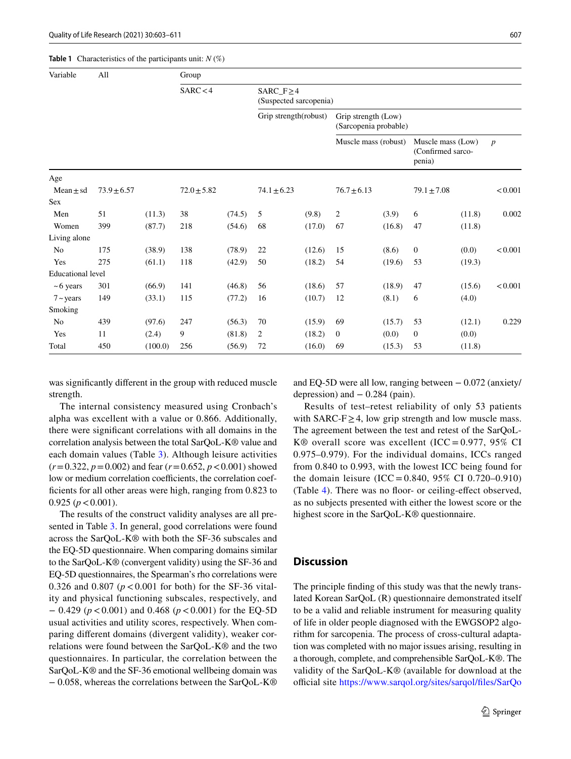**Table 1** Characteristics of the participants unit: *N* (%)

| Variable | All | | Group | | | | | | | | |
|---|---|---|---|---|---|---|---|---|---|---|---|
| | | | SARC < 4 | | SARC_F ≥ 4 (Suspected sarcopenia) | | | | | | |
| | | | | | Grip strength(robust) | | Grip strength (Low) (Sarcopenia probable) | | | | |
| | | | | | | | Muscle mass (robust) | | Muscle mass (Low) (Confirmed sarcopenia) | | *p* |
| Age | | | | | | | | | | | |
| Mean ± sd | 73.9 ± 6.57 | | 72.0 ± 5.82 | | 74.1 ± 6.23 | | 76.7 ± 6.13 | | 79.1 ± 7.08 | | < 0.001 |
| Sex | | | | | | | | | | | |
| Men | 51 | (11.3) | 38 | (74.5) | 5 | (9.8) | 2 | (3.9) | 6 | (11.8) | 0.002 |
| Women | 399 | (87.7) | 218 | (54.6) | 68 | (17.0) | 67 | (16.8) | 47 | (11.8) | |
| Living alone | | | | | | | | | | | |
| No | 175 | (38.9) | 138 | (78.9) | 22 | (12.6) | 15 | (8.6) | 0 | (0.0) | < 0.001 |
| Yes | 275 | (61.1) | 118 | (42.9) | 50 | (18.2) | 54 | (19.6) | 53 | (19.3) | |
| Educational level | | | | | | | | | | | |
| ~ 6 years | 301 | (66.9) | 141 | (46.8) | 56 | (18.6) | 57 | (18.9) | 47 | (15.6) | < 0.001 |
| 7 ~ years | 149 | (33.1) | 115 | (77.2) | 16 | (10.7) | 12 | (8.1) | 6 | (4.0) | |
| Smoking | | | | | | | | | | | |
| No | 439 | (97.6) | 247 | (56.3) | 70 | (15.9) | 69 | (15.7) | 53 | (12.1) | 0.229 |
| Yes | 11 | (2.4) | 9 | (81.8) | 2 | (18.2) | 0 | (0.0) | 0 | (0.0) | |
| Total | 450 | (100.0) | 256 | (56.9) | 72 | (16.0) | 69 | (15.3) | 53 | (11.8) | |

was significantly different in the group with reduced muscle strength.

The internal consistency measured using Cronbach's alpha was excellent with a value or 0.866. Additionally, there were significant correlations with all domains in the correlation analysis between the total SarQoL-K® value and each domain values (Table 3). Although leisure activities ($r = 0.322$, $p = 0.002$) and fear ($r = 0.652$, $p < 0.001$) showed low or medium correlation coefficients, the correlation coefficients for all other areas were high, ranging from 0.823 to 0.925 ($p < 0.001$).

The results of the construct validity analyses are all presented in Table 3. In general, good correlations were found across the SarQoL-K® with both the SF-36 subscales and the EQ-5D questionnaire. When comparing domains similar to the SarQoL-K® (convergent validity) using the SF-36 and EQ-5D questionnaires, the Spearman's rho correlations were 0.326 and 0.807 ($p < 0.001$ for both) for the SF-36 vitality and physical functioning subscales, respectively, and − 0.429 ($p < 0.001$) and 0.468 ($p < 0.001$) for the EQ-5D usual activities and utility scores, respectively. When comparing different domains (divergent validity), weaker correlations were found between the SarQoL-K® and the two questionnaires. In particular, the correlation between the SarQoL-K® and the SF-36 emotional wellbeing domain was − 0.058, whereas the correlations between the SarQoL-K® and EQ-5D were all low, ranging between − 0.072 (anxiety/depression) and − 0.284 (pain).

Results of test–retest reliability of only 53 patients with SARC-F ≥ 4, low grip strength and low muscle mass. The agreement between the test and retest of the SarQoL-K® overall score was excellent (ICC = 0.977, 95% CI 0.975–0.979). For the individual domains, ICCs ranged from 0.840 to 0.993, with the lowest ICC being found for the domain leisure (ICC = 0.840, 95% CI 0.720–0.910) (Table 4). There was no floor- or ceiling-effect observed, as no subjects presented with either the lowest score or the highest score in the SarQoL-K® questionnaire.

## Discussion

The principle finding of this study was that the newly translated Korean SarQoL (R) questionnaire demonstrated itself to be a valid and reliable instrument for measuring quality of life in older people diagnosed with the EWGSOP2 algorithm for sarcopenia. The process of cross-cultural adaptation was completed with no major issues arising, resulting in a thorough, complete, and comprehensible SarQoL-K®. The validity of the SarQoL-K® (available for download at the official site https://www.sarqol.org/sites/sarqol/files/SarQo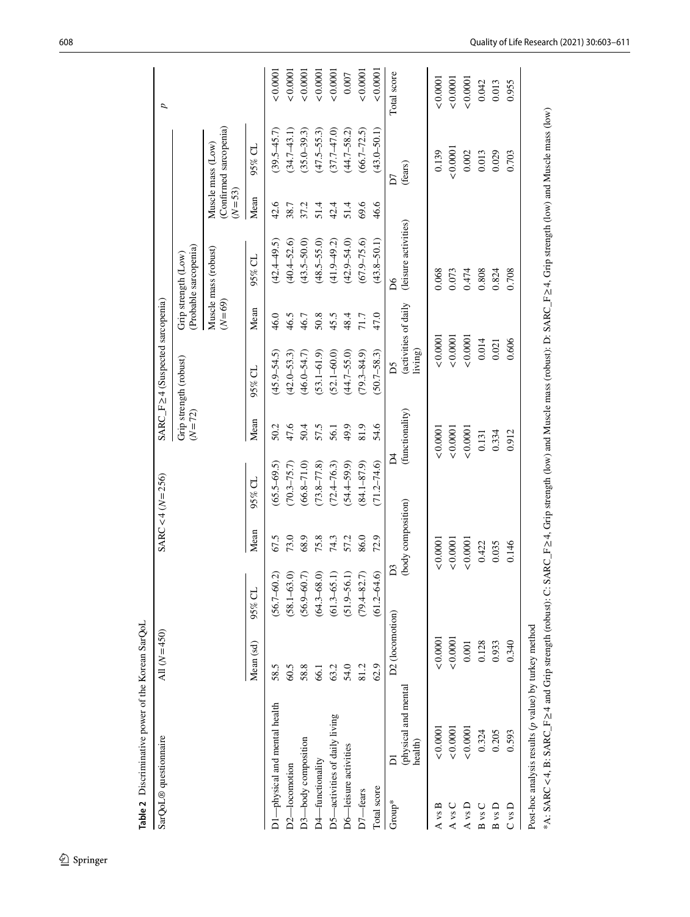**Table 2** Discriminative power of the Korean SarQoL

| SarQoL® questionnaire | All (N=450) | | SARC<4 (N=256) | | SARC_F≥4 (Suspected sarcopenia) | | | | | | p |
|---|---|---|---|---|---|---|---|---|---|---|---|
| | | | | | Grip strength (robust) (N=72) | | Grip strength (Low) (Probable sarcopenia) | | | | |
| | | | | | | | Muscle mass (robust) (N=69) | | Muscle mass (Low) (Confirmed sarcopenia) (N=53) | | |
| | Mean (sd) | 95% CL | Mean | 95% CL | Mean | 95% CL | Mean | 95% CL | Mean | 95% CL | |
| D1—physical and mental health | 58.5 | (56.7–60.2) | 67.5 | (65.5–69.5) | 50.2 | (45.9–54.5) | 46.0 | (42.4–49.5) | 42.6 | (39.5–45.7) | <0.0001 |
| D2—locomotion | 60.5 | (58.1–63.0) | 73.0 | (70.3–75.7) | 47.6 | (42.0–53.3) | 46.5 | (40.4–52.6) | 38.7 | (34.7–43.1) | <0.0001 |
| D3—body composition | 58.8 | (56.9–60.7) | 68.9 | (66.8–71.0) | 50.4 | (46.0–54.7) | 46.7 | (43.5–50.0) | 37.2 | (35.0–39.3) | <0.0001 |
| D4—functionality | 66.1 | (64.3–68.0) | 75.8 | (73.8–77.8) | 57.5 | (53.1–61.9) | 50.8 | (48.5–55.0) | 51.4 | (47.5–55.3) | <0.0001 |
| D5—activities of daily living | 63.2 | (61.3–65.1) | 74.3 | (72.4–76.3) | 56.1 | (52.1–60.0) | 45.5 | (41.9–49.2) | 42.4 | (37.7–47.0) | <0.0001 |
| D6—leisure activities | 54.0 | (51.9–56.1) | 57.2 | (54.4–59.9) | 49.9 | (44.7–55.0) | 48.4 | (42.9–54.0) | 51.4 | (44.7–58.2) | 0.007 |
| D7—fears | 81.2 | (79.4–82.7) | 86.0 | (84.1–87.9) | 81.9 | (79.3–84.9) | 71.7 | (67.9–75.6) | 69.6 | (66.7–72.5) | <0.0001 |
| Total score | 62.9 | (61.2–64.6) | 72.9 | (71.2–74.6) | 54.6 | (50.7–58.3) | 47.0 | (43.8–50.1) | 46.6 | (43.0–50.1) | <0.0001 |

| Group* | D1 (physical and mental health) | D2 (locomotion) | D3 (body composition) | D4 (functionality) | D5 (activities of daily living) | D6 (leisure activities) | D7 (fears) | Total score |
|---|---|---|---|---|---|---|---|---|
| A vs B | <0.0001 | <0.0001 | <0.0001 | <0.0001 | <0.0001 | 0.068 | 0.139 | <0.0001 |
| A vs C | <0.0001 | <0.0001 | <0.0001 | <0.0001 | <0.0001 | 0.073 | <0.0001 | <0.0001 |
| A vs D | <0.0001 | 0.001 | <0.0001 | <0.0001 | <0.0001 | 0.474 | 0.002 | <0.0001 |
| B vs C | 0.324 | 0.128 | 0.422 | 0.131 | 0.014 | 0.808 | 0.013 | 0.042 |
| B vs D | 0.205 | 0.933 | 0.035 | 0.334 | 0.021 | 0.824 | 0.029 | 0.013 |
| C vs D | 0.593 | 0.340 | 0.146 | 0.912 | 0.606 | 0.708 | 0.703 | 0.955 |

Post-hoc analysis results (p value) by turkey method

*A: SARC<4, B: SARC_F≥4 and Grip strength (robust); C: SARC_F≥4, Grip strength (low) and Muscle mass (robust); D: SARC_F≥4, Grip strength (low) and Muscle mass (low)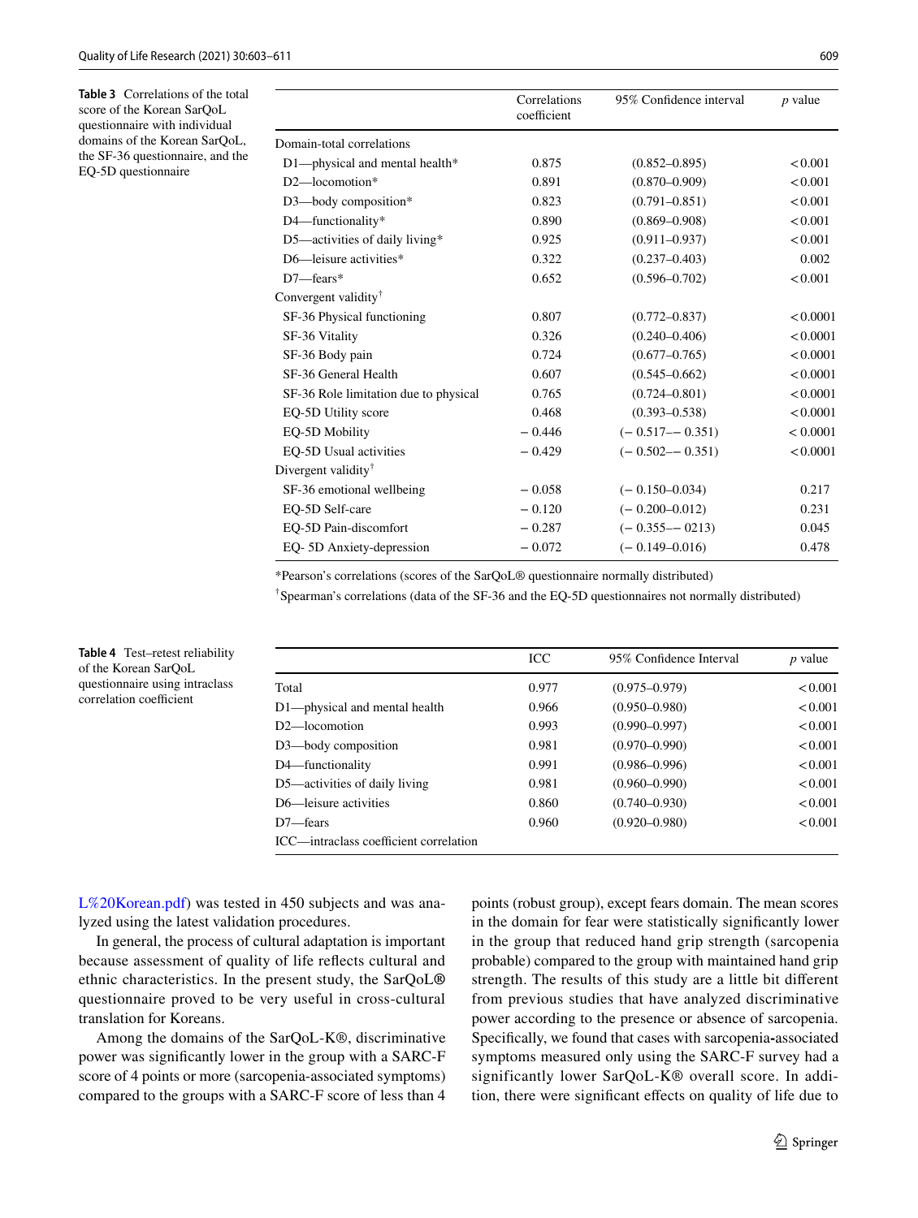**Table 3** Correlations of the total score of the Korean SarQoL questionnaire with individual domains of the Korean SarQoL, the SF-36 questionnaire, and the EQ-5D questionnaire

| | Correlations coefficient | 95% Confidence interval | *p* value |
|---|---|---|---|
| Domain-total correlations | | | |
| D1—physical and mental health* | 0.875 | (0.852–0.895) | < 0.001 |
| D2—locomotion* | 0.891 | (0.870–0.909) | < 0.001 |
| D3—body composition* | 0.823 | (0.791–0.851) | < 0.001 |
| D4—functionality* | 0.890 | (0.869–0.908) | < 0.001 |
| D5—activities of daily living* | 0.925 | (0.911–0.937) | < 0.001 |
| D6—leisure activities* | 0.322 | (0.237–0.403) | 0.002 |
| D7—fears* | 0.652 | (0.596–0.702) | < 0.001 |
| Convergent validity† | | | |
| SF-36 Physical functioning | 0.807 | (0.772–0.837) | < 0.0001 |
| SF-36 Vitality | 0.326 | (0.240–0.406) | < 0.0001 |
| SF-36 Body pain | 0.724 | (0.677–0.765) | < 0.0001 |
| SF-36 General Health | 0.607 | (0.545–0.662) | < 0.0001 |
| SF-36 Role limitation due to physical | 0.765 | (0.724–0.801) | < 0.0001 |
| EQ-5D Utility score | 0.468 | (0.393–0.538) | < 0.0001 |
| EQ-5D Mobility | − 0.446 | (− 0.517–− 0.351) | < 0.0001 |
| EQ-5D Usual activities | − 0.429 | (− 0.502–− 0.351) | < 0.0001 |
| Divergent validity† | | | |
| SF-36 emotional wellbeing | − 0.058 | (− 0.150–0.034) | 0.217 |
| EQ-5D Self-care | − 0.120 | (− 0.200–0.012) | 0.231 |
| EQ-5D Pain-discomfort | − 0.287 | (− 0.355–− 0213) | 0.045 |
| EQ- 5D Anxiety-depression | − 0.072 | (− 0.149–0.016) | 0.478 |

*Pearson's correlations (scores of the SarQoL® questionnaire normally distributed)

†Spearman's correlations (data of the SF-36 and the EQ-5D questionnaires not normally distributed)

**Table 4** Test–retest reliability of the Korean SarQoL questionnaire using intraclass correlation coefficient

| | ICC | 95% Confidence Interval | *p* value |
|---|---|---|---|
| Total | 0.977 | (0.975–0.979) | < 0.001 |
| D1—physical and mental health | 0.966 | (0.950–0.980) | < 0.001 |
| D2—locomotion | 0.993 | (0.990–0.997) | < 0.001 |
| D3—body composition | 0.981 | (0.970–0.990) | < 0.001 |
| D4—functionality | 0.991 | (0.986–0.996) | < 0.001 |
| D5—activities of daily living | 0.981 | (0.960–0.990) | < 0.001 |
| D6—leisure activities | 0.860 | (0.740–0.930) | < 0.001 |
| D7—fears | 0.960 | (0.920–0.980) | < 0.001 |

ICC—intraclass coefficient correlation

L%20Korean.pdf) was tested in 450 subjects and was analyzed using the latest validation procedures.

In general, the process of cultural adaptation is important because assessment of quality of life reflects cultural and ethnic characteristics. In the present study, the SarQoL® questionnaire proved to be very useful in cross-cultural translation for Koreans.

Among the domains of the SarQoL-K®, discriminative power was significantly lower in the group with a SARC-F score of 4 points or more (sarcopenia-associated symptoms) compared to the groups with a SARC-F score of less than 4 points (robust group), except fears domain. The mean scores in the domain for fear were statistically significantly lower in the group that reduced hand grip strength (sarcopenia probable) compared to the group with maintained hand grip strength. The results of this study are a little bit different from previous studies that have analyzed discriminative power according to the presence or absence of sarcopenia. Specifically, we found that cases with sarcopenia-associated symptoms measured only using the SARC-F survey had a significantly lower SarQoL-K® overall score. In addition, there were significant effects on quality of life due to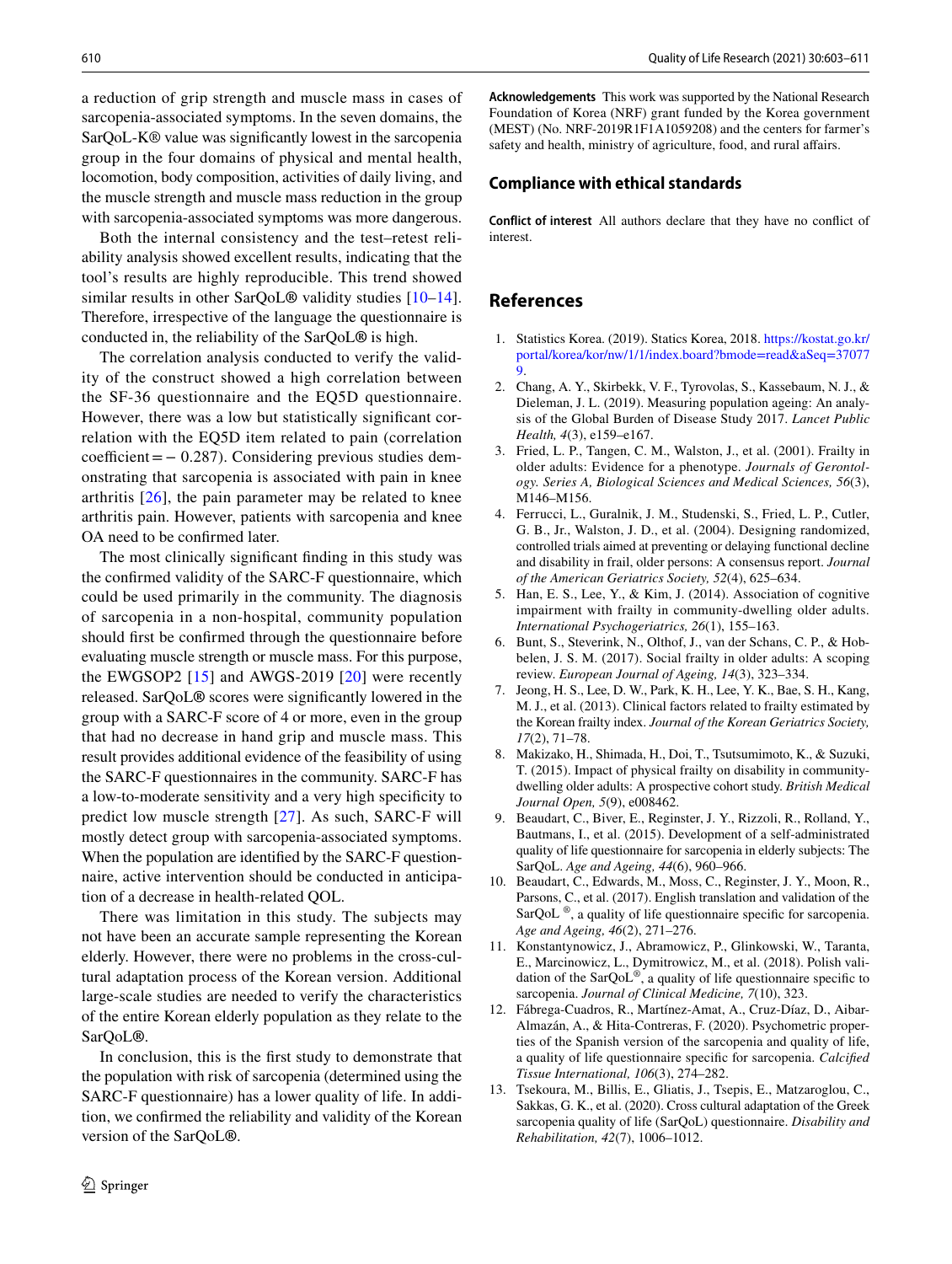a reduction of grip strength and muscle mass in cases of sarcopenia-associated symptoms. In the seven domains, the SarQoL-K® value was significantly lowest in the sarcopenia group in the four domains of physical and mental health, locomotion, body composition, activities of daily living, and the muscle strength and muscle mass reduction in the group with sarcopenia-associated symptoms was more dangerous.

Both the internal consistency and the test–retest reliability analysis showed excellent results, indicating that the tool's results are highly reproducible. This trend showed similar results in other SarQoL® validity studies [10–14]. Therefore, irrespective of the language the questionnaire is conducted in, the reliability of the SarQoL® is high.

The correlation analysis conducted to verify the validity of the construct showed a high correlation between the SF-36 questionnaire and the EQ5D questionnaire. However, there was a low but statistically significant correlation with the EQ5D item related to pain (correlation coefficient = − 0.287). Considering previous studies demonstrating that sarcopenia is associated with pain in knee arthritis [26], the pain parameter may be related to knee arthritis pain. However, patients with sarcopenia and knee OA need to be confirmed later.

The most clinically significant finding in this study was the confirmed validity of the SARC-F questionnaire, which could be used primarily in the community. The diagnosis of sarcopenia in a non-hospital, community population should first be confirmed through the questionnaire before evaluating muscle strength or muscle mass. For this purpose, the EWGSOP2 [15] and AWGS-2019 [20] were recently released. SarQoL® scores were significantly lowered in the group with a SARC-F score of 4 or more, even in the group that had no decrease in hand grip and muscle mass. This result provides additional evidence of the feasibility of using the SARC-F questionnaires in the community. SARC-F has a low-to-moderate sensitivity and a very high specificity to predict low muscle strength [27]. As such, SARC-F will mostly detect group with sarcopenia-associated symptoms. When the population are identified by the SARC-F questionnaire, active intervention should be conducted in anticipation of a decrease in health-related QOL.

There was limitation in this study. The subjects may not have been an accurate sample representing the Korean elderly. However, there were no problems in the cross-cultural adaptation process of the Korean version. Additional large-scale studies are needed to verify the characteristics of the entire Korean elderly population as they relate to the SarQoL®.

In conclusion, this is the first study to demonstrate that the population with risk of sarcopenia (determined using the SARC-F questionnaire) has a lower quality of life. In addition, we confirmed the reliability and validity of the Korean version of the SarQoL®.

**Acknowledgements** This work was supported by the National Research Foundation of Korea (NRF) grant funded by the Korea government (MEST) (No. NRF-2019R1F1A1059208) and the centers for farmer's safety and health, ministry of agriculture, food, and rural affairs.

## Compliance with ethical standards

**Conflict of interest** All authors declare that they have no conflict of interest.

## References

1. Statistics Korea. (2019). Statics Korea, 2018. https://kostat.go.kr/portal/korea/kor/nw/1/1/index.board?bmode=read&aSeq=370779.
2. Chang, A. Y., Skirbekk, V. F., Tyrovolas, S., Kassebaum, N. J., & Dieleman, J. L. (2019). Measuring population ageing: An analysis of the Global Burden of Disease Study 2017. *Lancet Public Health, 4*(3), e159–e167.
3. Fried, L. P., Tangen, C. M., Walston, J., et al. (2001). Frailty in older adults: Evidence for a phenotype. *Journals of Gerontology. Series A, Biological Sciences and Medical Sciences, 56*(3), M146–M156.
4. Ferrucci, L., Guralnik, J. M., Studenski, S., Fried, L. P., Cutler, G. B., Jr., Walston, J. D., et al. (2004). Designing randomized, controlled trials aimed at preventing or delaying functional decline and disability in frail, older persons: A consensus report. *Journal of the American Geriatrics Society, 52*(4), 625–634.
5. Han, E. S., Lee, Y., & Kim, J. (2014). Association of cognitive impairment with frailty in community-dwelling older adults. *International Psychogeriatrics, 26*(1), 155–163.
6. Bunt, S., Steverink, N., Olthof, J., van der Schans, C. P., & Hobbelen, J. S. M. (2017). Social frailty in older adults: A scoping review. *European Journal of Ageing, 14*(3), 323–334.
7. Jeong, H. S., Lee, D. W., Park, K. H., Lee, Y. K., Bae, S. H., Kang, M. J., et al. (2013). Clinical factors related to frailty estimated by the Korean frailty index. *Journal of the Korean Geriatrics Society, 17*(2), 71–78.
8. Makizako, H., Shimada, H., Doi, T., Tsutsumimoto, K., & Suzuki, T. (2015). Impact of physical frailty on disability in community-dwelling older adults: A prospective cohort study. *British Medical Journal Open, 5*(9), e008462.
9. Beaudart, C., Biver, E., Reginster, J. Y., Rizzoli, R., Rolland, Y., Bautmans, I., et al. (2015). Development of a self-administrated quality of life questionnaire for sarcopenia in elderly subjects: The SarQoL. *Age and Ageing, 44*(6), 960–966.
10. Beaudart, C., Edwards, M., Moss, C., Reginster, J. Y., Moon, R., Parsons, C., et al. (2017). English translation and validation of the SarQoL ®, a quality of life questionnaire specific for sarcopenia. *Age and Ageing, 46*(2), 271–276.
11. Konstantynowicz, J., Abramowicz, P., Glinkowski, W., Taranta, E., Marcinowicz, L., Dymitrowicz, M., et al. (2018). Polish validation of the SarQoL®, a quality of life questionnaire specific to sarcopenia. *Journal of Clinical Medicine, 7*(10), 323.
12. Fábrega-Cuadros, R., Martínez-Amat, A., Cruz-Díaz, D., Aibar-Almazán, A., & Hita-Contreras, F. (2020). Psychometric properties of the Spanish version of the sarcopenia and quality of life, a quality of life questionnaire specific for sarcopenia. *Calcified Tissue International, 106*(3), 274–282.
13. Tsekoura, M., Billis, E., Gliatis, J., Tsepis, E., Matzaroglou, C., Sakkas, G. K., et al. (2020). Cross cultural adaptation of the Greek sarcopenia quality of life (SarQoL) questionnaire. *Disability and Rehabilitation, 42*(7), 1006–1012.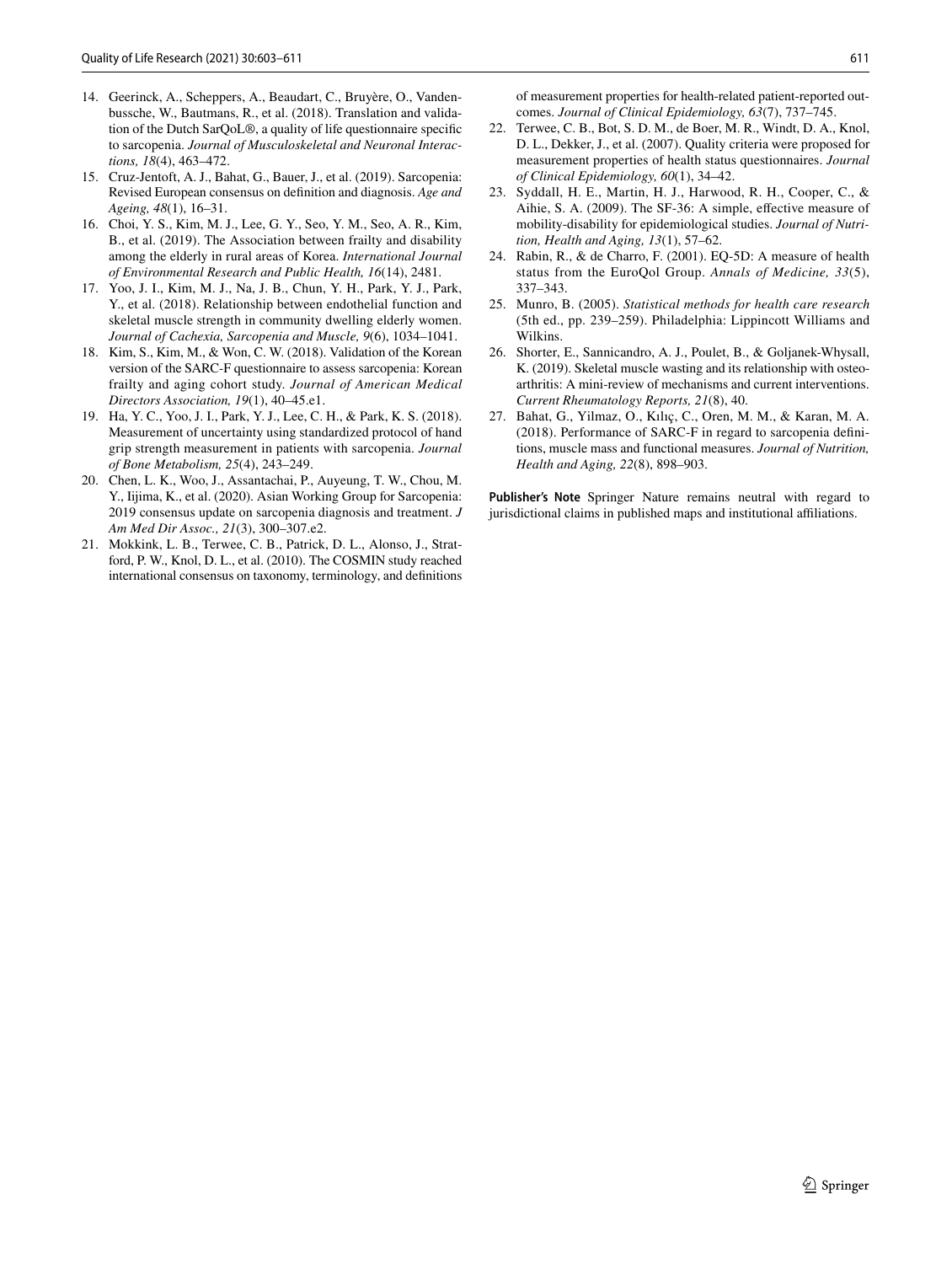14. Geerinck, A., Scheppers, A., Beaudart, C., Bruyère, O., Vandenbussche, W., Bautmans, R., et al. (2018). Translation and validation of the Dutch SarQoL®, a quality of life questionnaire specific to sarcopenia. *Journal of Musculoskeletal and Neuronal Interactions, 18*(4), 463–472.
15. Cruz-Jentoft, A. J., Bahat, G., Bauer, J., et al. (2019). Sarcopenia: Revised European consensus on definition and diagnosis. *Age and Ageing, 48*(1), 16–31.
16. Choi, Y. S., Kim, M. J., Lee, G. Y., Seo, Y. M., Seo, A. R., Kim, B., et al. (2019). The Association between frailty and disability among the elderly in rural areas of Korea. *International Journal of Environmental Research and Public Health, 16*(14), 2481.
17. Yoo, J. I., Kim, M. J., Na, J. B., Chun, Y. H., Park, Y. J., Park, Y., et al. (2018). Relationship between endothelial function and skeletal muscle strength in community dwelling elderly women. *Journal of Cachexia, Sarcopenia and Muscle, 9*(6), 1034–1041.
18. Kim, S., Kim, M., & Won, C. W. (2018). Validation of the Korean version of the SARC-F questionnaire to assess sarcopenia: Korean frailty and aging cohort study. *Journal of American Medical Directors Association, 19*(1), 40–45.e1.
19. Ha, Y. C., Yoo, J. I., Park, Y. J., Lee, C. H., & Park, K. S. (2018). Measurement of uncertainty using standardized protocol of hand grip strength measurement in patients with sarcopenia. *Journal of Bone Metabolism, 25*(4), 243–249.
20. Chen, L. K., Woo, J., Assantachai, P., Auyeung, T. W., Chou, M. Y., Iijima, K., et al. (2020). Asian Working Group for Sarcopenia: 2019 consensus update on sarcopenia diagnosis and treatment. *J Am Med Dir Assoc., 21*(3), 300–307.e2.
21. Mokkink, L. B., Terwee, C. B., Patrick, D. L., Alonso, J., Stratford, P. W., Knol, D. L., et al. (2010). The COSMIN study reached international consensus on taxonomy, terminology, and definitions of measurement properties for health-related patient-reported outcomes. *Journal of Clinical Epidemiology, 63*(7), 737–745.
22. Terwee, C. B., Bot, S. D. M., de Boer, M. R., Windt, D. A., Knol, D. L., Dekker, J., et al. (2007). Quality criteria were proposed for measurement properties of health status questionnaires. *Journal of Clinical Epidemiology, 60*(1), 34–42.
23. Syddall, H. E., Martin, H. J., Harwood, R. H., Cooper, C., & Aihie, S. A. (2009). The SF-36: A simple, effective measure of mobility-disability for epidemiological studies. *Journal of Nutrition, Health and Aging, 13*(1), 57–62.
24. Rabin, R., & de Charro, F. (2001). EQ-5D: A measure of health status from the EuroQol Group. *Annals of Medicine, 33*(5), 337–343.
25. Munro, B. (2005). *Statistical methods for health care research* (5th ed., pp. 239–259). Philadelphia: Lippincott Williams and Wilkins.
26. Shorter, E., Sannicandro, A. J., Poulet, B., & Goljanek-Whysall, K. (2019). Skeletal muscle wasting and its relationship with osteoarthritis: A mini-review of mechanisms and current interventions. *Current Rheumatology Reports, 21*(8), 40.
27. Bahat, G., Yilmaz, O., Kılıç, C., Oren, M. M., & Karan, M. A. (2018). Performance of SARC-F in regard to sarcopenia definitions, muscle mass and functional measures. *Journal of Nutrition, Health and Aging, 22*(8), 898–903.

**Publisher's Note** Springer Nature remains neutral with regard to jurisdictional claims in published maps and institutional affiliations.